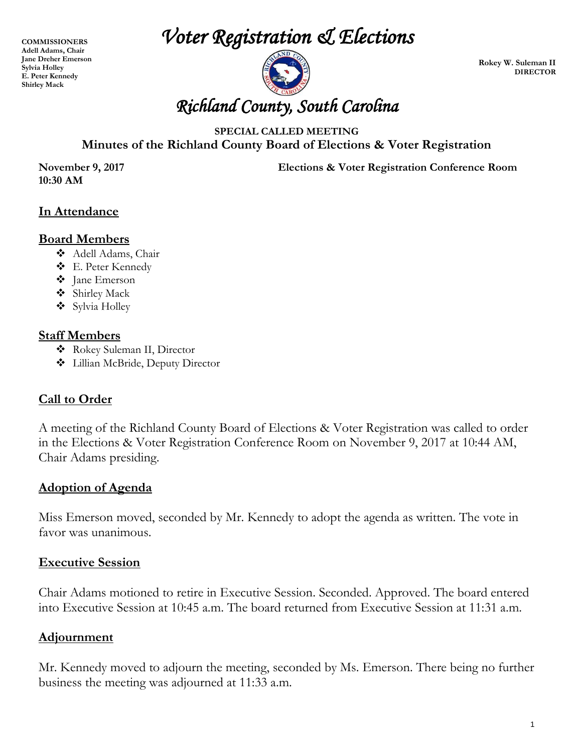**COMMISSIONERS**
**Adell Adams, Chair**
**Jane Dreher Emerson**
**Sylvia Holley**
**E. Peter Kennedy**
**Shirley Mack**

# *Voter Registration & Elections*

**Rokey W. Suleman II**
**DIRECTOR**

# *Richland County, South Carolina*

**SPECIAL CALLED MEETING**

**Minutes of the Richland County Board of Elections & Voter Registration**

**November 9, 2017**
**10:30 AM**

**Elections & Voter Registration Conference Room**

## In Attendance

## Board Members

- Adell Adams, Chair
- E. Peter Kennedy
- Jane Emerson
- Shirley Mack
- Sylvia Holley

## Staff Members

- Rokey Suleman II, Director
- Lillian McBride, Deputy Director

## Call to Order

A meeting of the Richland County Board of Elections & Voter Registration was called to order in the Elections & Voter Registration Conference Room on November 9, 2017 at 10:44 AM, Chair Adams presiding.

## Adoption of Agenda

Miss Emerson moved, seconded by Mr. Kennedy to adopt the agenda as written. The vote in favor was unanimous.

## Executive Session

Chair Adams motioned to retire in Executive Session. Seconded. Approved. The board entered into Executive Session at 10:45 a.m. The board returned from Executive Session at 11:31 a.m.

## Adjournment

Mr. Kennedy moved to adjourn the meeting, seconded by Ms. Emerson. There being no further business the meeting was adjourned at 11:33 a.m.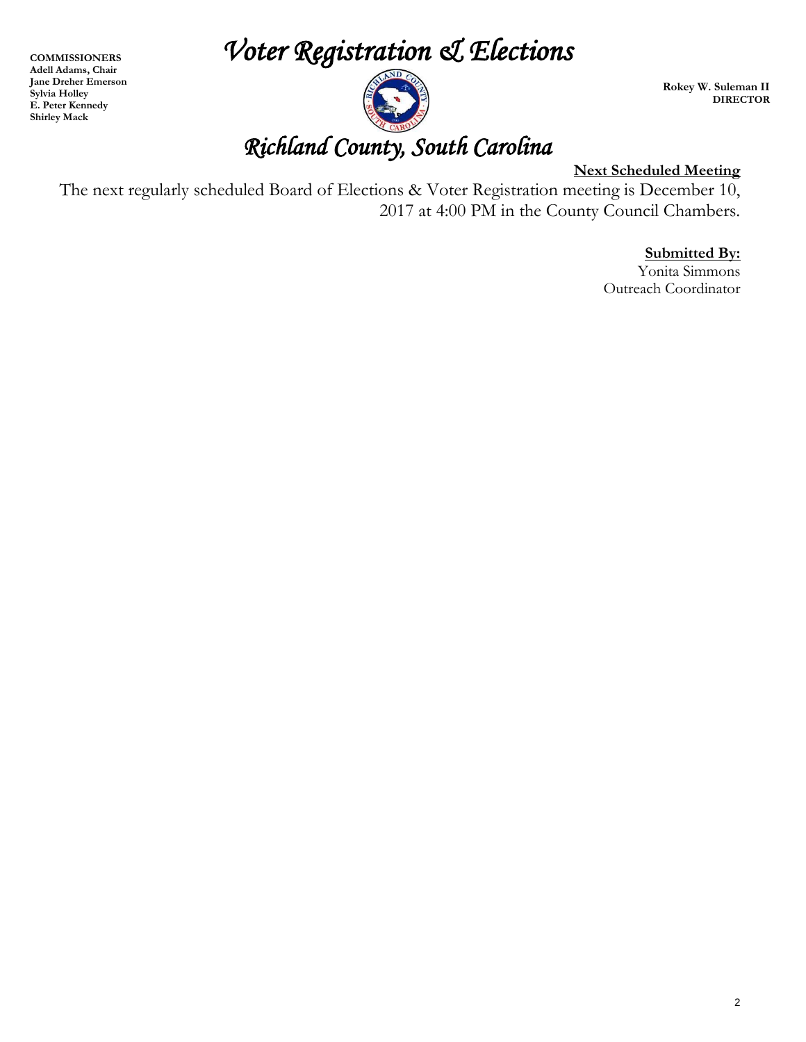**COMMISSIONERS**
**Adell Adams, Chair**
**Jane Dreher Emerson**
**Sylvia Holley**
**E. Peter Kennedy**
**Shirley Mack**

# *Voter Registration & Elections*

**Rokey W. Suleman II**
**DIRECTOR**

## *Richland County, South Carolina*

**Next Scheduled Meeting**

The next regularly scheduled Board of Elections & Voter Registration meeting is December 10, 2017 at 4:00 PM in the County Council Chambers.

**Submitted By:**
Yonita Simmons
Outreach Coordinator